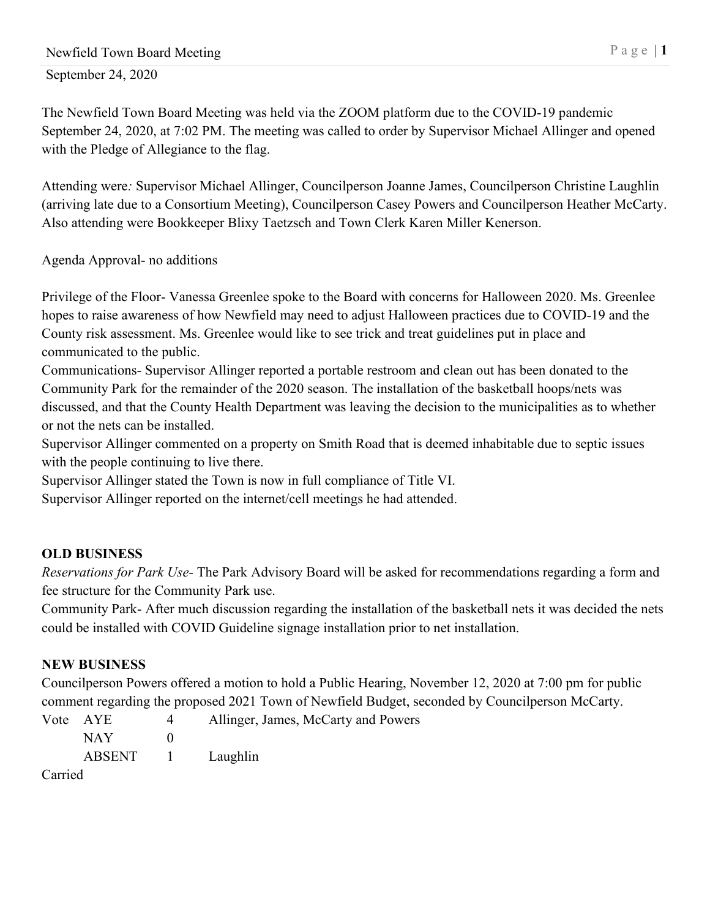September 24, 2020

The Newfield Town Board Meeting was held via the ZOOM platform due to the COVID-19 pandemic September 24, 2020, at 7:02 PM. The meeting was called to order by Supervisor Michael Allinger and opened with the Pledge of Allegiance to the flag.

Attending were*:* Supervisor Michael Allinger, Councilperson Joanne James, Councilperson Christine Laughlin (arriving late due to a Consortium Meeting), Councilperson Casey Powers and Councilperson Heather McCarty. Also attending were Bookkeeper Blixy Taetzsch and Town Clerk Karen Miller Kenerson.

Agenda Approval- no additions

Privilege of the Floor- Vanessa Greenlee spoke to the Board with concerns for Halloween 2020. Ms. Greenlee hopes to raise awareness of how Newfield may need to adjust Halloween practices due to COVID-19 and the County risk assessment. Ms. Greenlee would like to see trick and treat guidelines put in place and communicated to the public.

Communications- Supervisor Allinger reported a portable restroom and clean out has been donated to the Community Park for the remainder of the 2020 season. The installation of the basketball hoops/nets was discussed, and that the County Health Department was leaving the decision to the municipalities as to whether or not the nets can be installed.

Supervisor Allinger commented on a property on Smith Road that is deemed inhabitable due to septic issues with the people continuing to live there.

Supervisor Allinger stated the Town is now in full compliance of Title VI.

Supervisor Allinger reported on the internet/cell meetings he had attended.

**OLD BUSINESS**

*Reservations for Park Use-* The Park Advisory Board will be asked for recommendations regarding a form and fee structure for the Community Park use.

Community Park- After much discussion regarding the installation of the basketball nets it was decided the nets could be installed with COVID Guideline signage installation prior to net installation.

**NEW BUSINESS**

Councilperson Powers offered a motion to hold a Public Hearing, November 12, 2020 at 7:00 pm for public comment regarding the proposed 2021 Town of Newfield Budget, seconded by Councilperson McCarty.

| Vote | | | |
|---|---|---|---|
| | AYE | 4 | Allinger, James, McCarty and Powers |
| | NAY | 0 | |
| | ABSENT | 1 | Laughlin |

Carried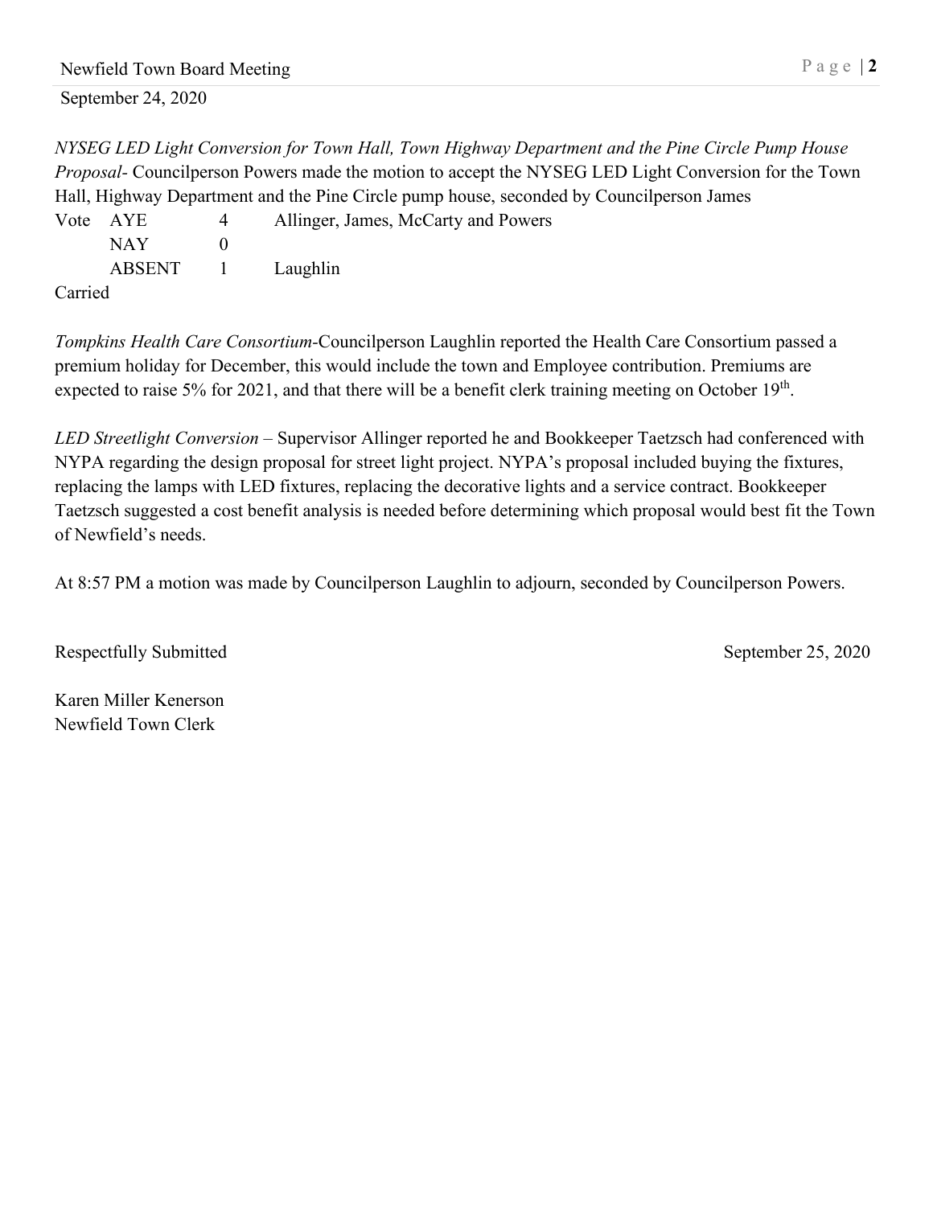*NYSEG LED Light Conversion for Town Hall, Town Highway Department and the Pine Circle Pump House Proposal-* Councilperson Powers made the motion to accept the NYSEG LED Light Conversion for the Town Hall, Highway Department and the Pine Circle pump house, seconded by Councilperson James

| | | | |
|---|---|---|---|
| Vote | AYE | 4 | Allinger, James, McCarty and Powers |
| | NAY | 0 | |
| | ABSENT | 1 | Laughlin |

Carried

*Tompkins Health Care Consortium-*Councilperson Laughlin reported the Health Care Consortium passed a premium holiday for December, this would include the town and Employee contribution. Premiums are expected to raise 5% for 2021, and that there will be a benefit clerk training meeting on October 19th.

*LED Streetlight Conversion* – Supervisor Allinger reported he and Bookkeeper Taetzsch had conferenced with NYPA regarding the design proposal for street light project. NYPA's proposal included buying the fixtures, replacing the lamps with LED fixtures, replacing the decorative lights and a service contract. Bookkeeper Taetzsch suggested a cost benefit analysis is needed before determining which proposal would best fit the Town of Newfield's needs.

At 8:57 PM a motion was made by Councilperson Laughlin to adjourn, seconded by Councilperson Powers.

Respectfully Submitted

September 25, 2020

Karen Miller Kenerson
Newfield Town Clerk